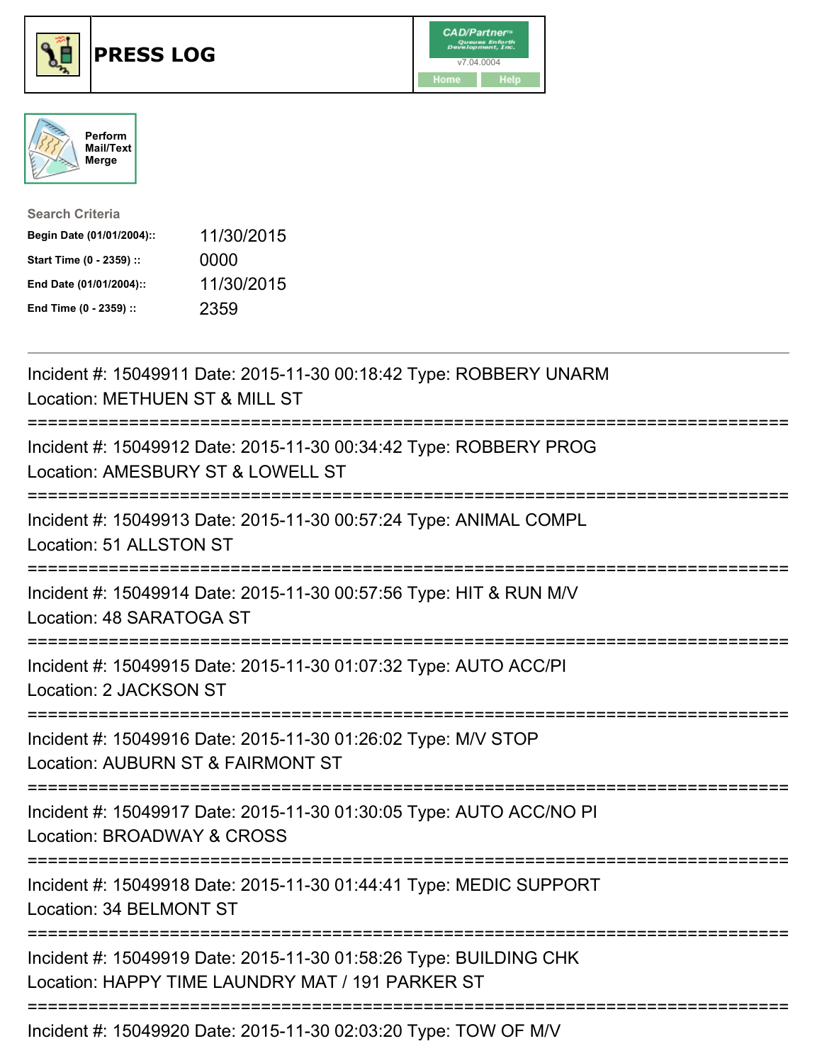# PRESS LOG

Perform Mail/Text Merge

**Search Criteria**

| | |
|---|---|
| **Begin Date (01/01/2004)::** | 11/30/2015 |
| **Start Time (0 - 2359) ::** | 0000 |
| **End Date (01/01/2004)::** | 11/30/2015 |
| **End Time (0 - 2359) ::** | 2359 |

---

Incident #: 15049911 Date: 2015-11-30 00:18:42 Type: ROBBERY UNARM
Location: METHUEN ST & MILL ST

===========================================================================

Incident #: 15049912 Date: 2015-11-30 00:34:42 Type: ROBBERY PROG
Location: AMESBURY ST & LOWELL ST

===========================================================================

Incident #: 15049913 Date: 2015-11-30 00:57:24 Type: ANIMAL COMPL
Location: 51 ALLSTON ST

===========================================================================

Incident #: 15049914 Date: 2015-11-30 00:57:56 Type: HIT & RUN M/V
Location: 48 SARATOGA ST

===========================================================================

Incident #: 15049915 Date: 2015-11-30 01:07:32 Type: AUTO ACC/PI
Location: 2 JACKSON ST

===========================================================================

Incident #: 15049916 Date: 2015-11-30 01:26:02 Type: M/V STOP
Location: AUBURN ST & FAIRMONT ST

===========================================================================

Incident #: 15049917 Date: 2015-11-30 01:30:05 Type: AUTO ACC/NO PI
Location: BROADWAY & CROSS

===========================================================================

Incident #: 15049918 Date: 2015-11-30 01:44:41 Type: MEDIC SUPPORT
Location: 34 BELMONT ST

===========================================================================

Incident #: 15049919 Date: 2015-11-30 01:58:26 Type: BUILDING CHK
Location: HAPPY TIME LAUNDRY MAT / 191 PARKER ST

===========================================================================

Incident #: 15049920 Date: 2015-11-30 02:03:20 Type: TOW OF M/V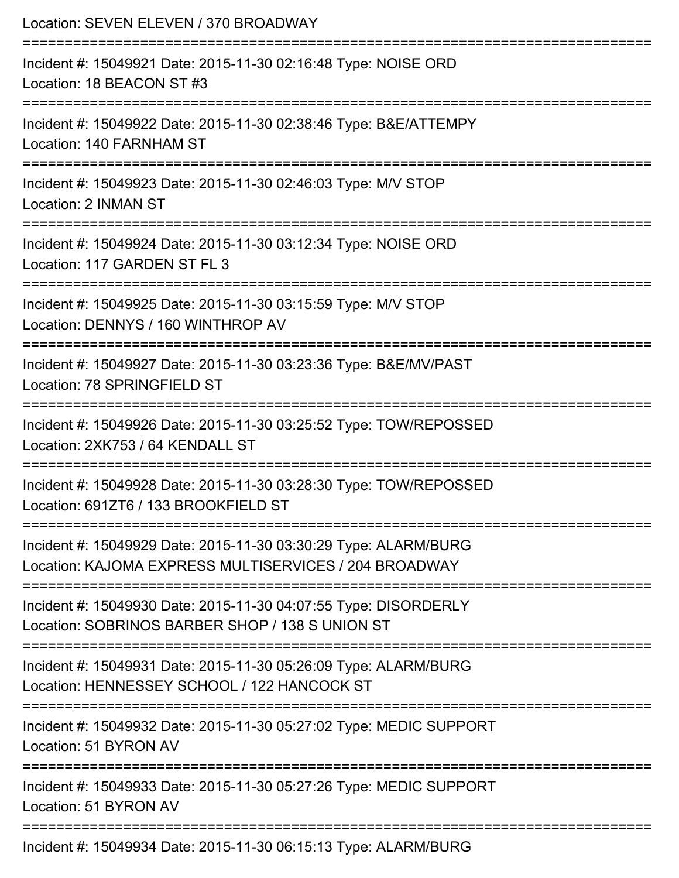Location: SEVEN ELEVEN / 370 BROADWAY

===========================================================================

Incident #: 15049921 Date: 2015-11-30 02:16:48 Type: NOISE ORD
Location: 18 BEACON ST #3

===========================================================================

Incident #: 15049922 Date: 2015-11-30 02:38:46 Type: B&E/ATTEMPY
Location: 140 FARNHAM ST

===========================================================================

Incident #: 15049923 Date: 2015-11-30 02:46:03 Type: M/V STOP
Location: 2 INMAN ST

===========================================================================

Incident #: 15049924 Date: 2015-11-30 03:12:34 Type: NOISE ORD
Location: 117 GARDEN ST FL 3

===========================================================================

Incident #: 15049925 Date: 2015-11-30 03:15:59 Type: M/V STOP
Location: DENNYS / 160 WINTHROP AV

===========================================================================

Incident #: 15049927 Date: 2015-11-30 03:23:36 Type: B&E/MV/PAST
Location: 78 SPRINGFIELD ST

===========================================================================

Incident #: 15049926 Date: 2015-11-30 03:25:52 Type: TOW/REPOSSED
Location: 2XK753 / 64 KENDALL ST

===========================================================================

Incident #: 15049928 Date: 2015-11-30 03:28:30 Type: TOW/REPOSSED
Location: 691ZT6 / 133 BROOKFIELD ST

===========================================================================

Incident #: 15049929 Date: 2015-11-30 03:30:29 Type: ALARM/BURG
Location: KAJOMA EXPRESS MULTISERVICES / 204 BROADWAY

===========================================================================

Incident #: 15049930 Date: 2015-11-30 04:07:55 Type: DISORDERLY
Location: SOBRINOS BARBER SHOP / 138 S UNION ST

===========================================================================

Incident #: 15049931 Date: 2015-11-30 05:26:09 Type: ALARM/BURG
Location: HENNESSEY SCHOOL / 122 HANCOCK ST

===========================================================================

Incident #: 15049932 Date: 2015-11-30 05:27:02 Type: MEDIC SUPPORT
Location: 51 BYRON AV

===========================================================================

Incident #: 15049933 Date: 2015-11-30 05:27:26 Type: MEDIC SUPPORT
Location: 51 BYRON AV

===========================================================================

Incident #: 15049934 Date: 2015-11-30 06:15:13 Type: ALARM/BURG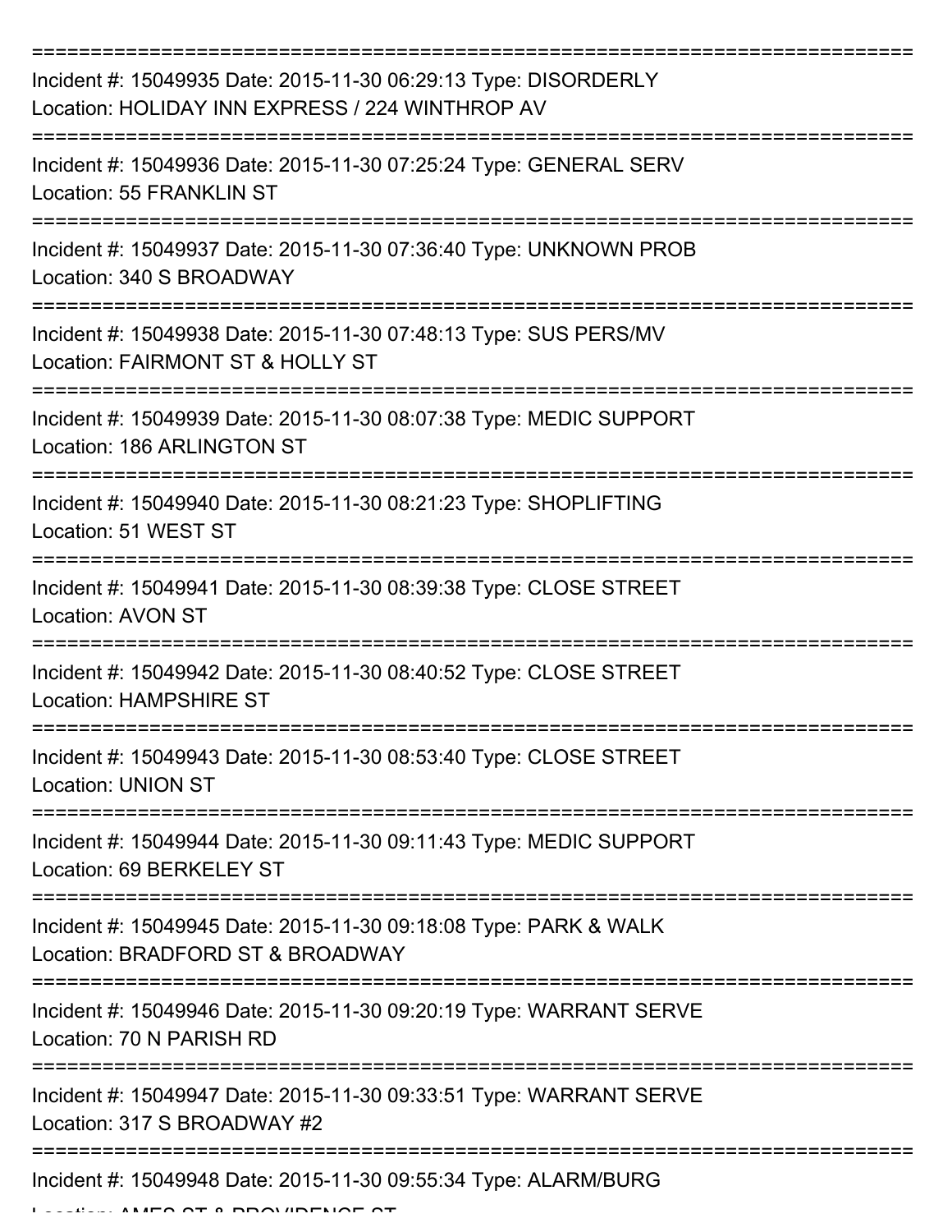===========================================================================

Incident #: 15049935 Date: 2015-11-30 06:29:13 Type: DISORDERLY
Location: HOLIDAY INN EXPRESS / 224 WINTHROP AV

===========================================================================

Incident #: 15049936 Date: 2015-11-30 07:25:24 Type: GENERAL SERV
Location: 55 FRANKLIN ST

===========================================================================

Incident #: 15049937 Date: 2015-11-30 07:36:40 Type: UNKNOWN PROB
Location: 340 S BROADWAY

===========================================================================

Incident #: 15049938 Date: 2015-11-30 07:48:13 Type: SUS PERS/MV
Location: FAIRMONT ST & HOLLY ST

===========================================================================

Incident #: 15049939 Date: 2015-11-30 08:07:38 Type: MEDIC SUPPORT
Location: 186 ARLINGTON ST

===========================================================================

Incident #: 15049940 Date: 2015-11-30 08:21:23 Type: SHOPLIFTING
Location: 51 WEST ST

===========================================================================

Incident #: 15049941 Date: 2015-11-30 08:39:38 Type: CLOSE STREET
Location: AVON ST

===========================================================================

Incident #: 15049942 Date: 2015-11-30 08:40:52 Type: CLOSE STREET
Location: HAMPSHIRE ST

===========================================================================

Incident #: 15049943 Date: 2015-11-30 08:53:40 Type: CLOSE STREET
Location: UNION ST

===========================================================================

Incident #: 15049944 Date: 2015-11-30 09:11:43 Type: MEDIC SUPPORT
Location: 69 BERKELEY ST

===========================================================================

Incident #: 15049945 Date: 2015-11-30 09:18:08 Type: PARK & WALK
Location: BRADFORD ST & BROADWAY

===========================================================================

Incident #: 15049946 Date: 2015-11-30 09:20:19 Type: WARRANT SERVE
Location: 70 N PARISH RD

===========================================================================

Incident #: 15049947 Date: 2015-11-30 09:33:51 Type: WARRANT SERVE
Location: 317 S BROADWAY #2

===========================================================================

Incident #: 15049948 Date: 2015-11-30 09:55:34 Type: ALARM/BURG
Location: AMES ST & PROVIDENCE ST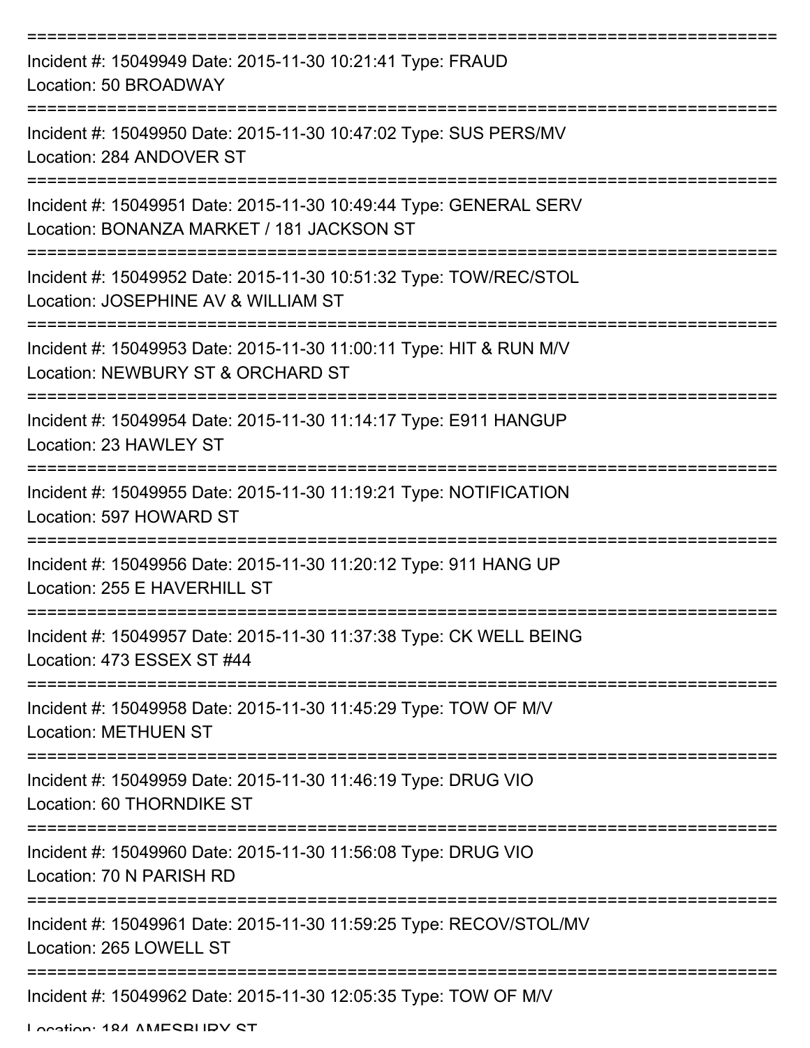===========================================================================

Incident #: 15049949 Date: 2015-11-30 10:21:41 Type: FRAUD
Location: 50 BROADWAY

===========================================================================

Incident #: 15049950 Date: 2015-11-30 10:47:02 Type: SUS PERS/MV
Location: 284 ANDOVER ST

===========================================================================

Incident #: 15049951 Date: 2015-11-30 10:49:44 Type: GENERAL SERV
Location: BONANZA MARKET / 181 JACKSON ST

===========================================================================

Incident #: 15049952 Date: 2015-11-30 10:51:32 Type: TOW/REC/STOL
Location: JOSEPHINE AV & WILLIAM ST

===========================================================================

Incident #: 15049953 Date: 2015-11-30 11:00:11 Type: HIT & RUN M/V
Location: NEWBURY ST & ORCHARD ST

===========================================================================

Incident #: 15049954 Date: 2015-11-30 11:14:17 Type: E911 HANGUP
Location: 23 HAWLEY ST

===========================================================================

Incident #: 15049955 Date: 2015-11-30 11:19:21 Type: NOTIFICATION
Location: 597 HOWARD ST

===========================================================================

Incident #: 15049956 Date: 2015-11-30 11:20:12 Type: 911 HANG UP
Location: 255 E HAVERHILL ST

===========================================================================

Incident #: 15049957 Date: 2015-11-30 11:37:38 Type: CK WELL BEING
Location: 473 ESSEX ST #44

===========================================================================

Incident #: 15049958 Date: 2015-11-30 11:45:29 Type: TOW OF M/V
Location: METHUEN ST

===========================================================================

Incident #: 15049959 Date: 2015-11-30 11:46:19 Type: DRUG VIO
Location: 60 THORNDIKE ST

===========================================================================

Incident #: 15049960 Date: 2015-11-30 11:56:08 Type: DRUG VIO
Location: 70 N PARISH RD

===========================================================================

Incident #: 15049961 Date: 2015-11-30 11:59:25 Type: RECOV/STOL/MV
Location: 265 LOWELL ST

===========================================================================

Incident #: 15049962 Date: 2015-11-30 12:05:35 Type: TOW OF M/V
Location: 184 AMESBURY ST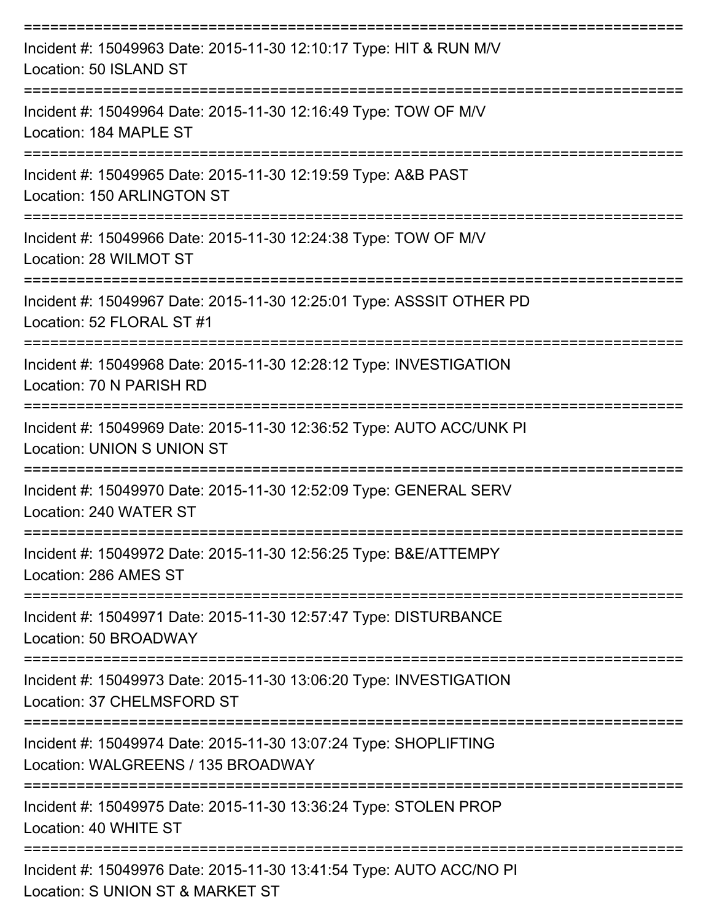===========================================================================
Incident #: 15049963 Date: 2015-11-30 12:10:17 Type: HIT & RUN M/V
Location: 50 ISLAND ST
===========================================================================
Incident #: 15049964 Date: 2015-11-30 12:16:49 Type: TOW OF M/V
Location: 184 MAPLE ST
===========================================================================
Incident #: 15049965 Date: 2015-11-30 12:19:59 Type: A&B PAST
Location: 150 ARLINGTON ST
===========================================================================
Incident #: 15049966 Date: 2015-11-30 12:24:38 Type: TOW OF M/V
Location: 28 WILMOT ST
===========================================================================
Incident #: 15049967 Date: 2015-11-30 12:25:01 Type: ASSSIT OTHER PD
Location: 52 FLORAL ST #1
===========================================================================
Incident #: 15049968 Date: 2015-11-30 12:28:12 Type: INVESTIGATION
Location: 70 N PARISH RD
===========================================================================
Incident #: 15049969 Date: 2015-11-30 12:36:52 Type: AUTO ACC/UNK PI
Location: UNION S UNION ST
===========================================================================
Incident #: 15049970 Date: 2015-11-30 12:52:09 Type: GENERAL SERV
Location: 240 WATER ST
===========================================================================
Incident #: 15049972 Date: 2015-11-30 12:56:25 Type: B&E/ATTEMPY
Location: 286 AMES ST
===========================================================================
Incident #: 15049971 Date: 2015-11-30 12:57:47 Type: DISTURBANCE
Location: 50 BROADWAY
===========================================================================
Incident #: 15049973 Date: 2015-11-30 13:06:20 Type: INVESTIGATION
Location: 37 CHELMSFORD ST
===========================================================================
Incident #: 15049974 Date: 2015-11-30 13:07:24 Type: SHOPLIFTING
Location: WALGREENS / 135 BROADWAY
===========================================================================
Incident #: 15049975 Date: 2015-11-30 13:36:24 Type: STOLEN PROP
Location: 40 WHITE ST
===========================================================================
Incident #: 15049976 Date: 2015-11-30 13:41:54 Type: AUTO ACC/NO PI
Location: S UNION ST & MARKET ST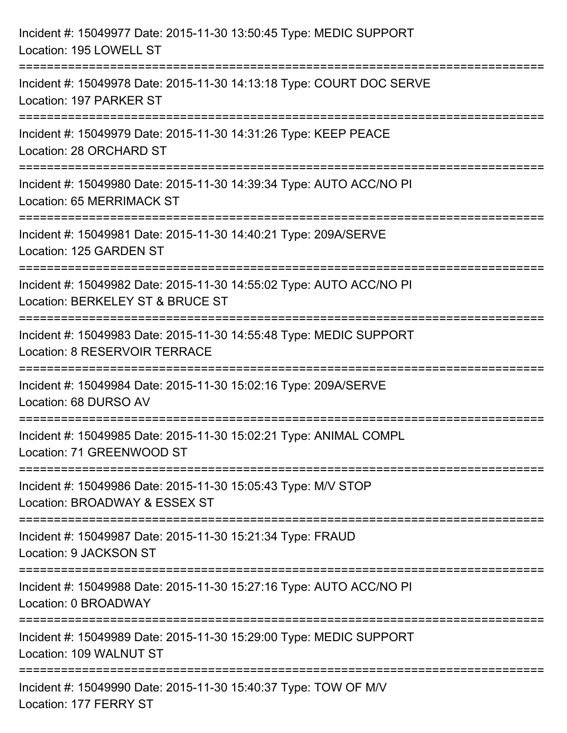Incident #: 15049977 Date: 2015-11-30 13:50:45 Type: MEDIC SUPPORT
Location: 195 LOWELL ST

===========================================================================

Incident #: 15049978 Date: 2015-11-30 14:13:18 Type: COURT DOC SERVE
Location: 197 PARKER ST

===========================================================================

Incident #: 15049979 Date: 2015-11-30 14:31:26 Type: KEEP PEACE
Location: 28 ORCHARD ST

===========================================================================

Incident #: 15049980 Date: 2015-11-30 14:39:34 Type: AUTO ACC/NO PI
Location: 65 MERRIMACK ST

===========================================================================

Incident #: 15049981 Date: 2015-11-30 14:40:21 Type: 209A/SERVE
Location: 125 GARDEN ST

===========================================================================

Incident #: 15049982 Date: 2015-11-30 14:55:02 Type: AUTO ACC/NO PI
Location: BERKELEY ST & BRUCE ST

===========================================================================

Incident #: 15049983 Date: 2015-11-30 14:55:48 Type: MEDIC SUPPORT
Location: 8 RESERVOIR TERRACE

===========================================================================

Incident #: 15049984 Date: 2015-11-30 15:02:16 Type: 209A/SERVE
Location: 68 DURSO AV

===========================================================================

Incident #: 15049985 Date: 2015-11-30 15:02:21 Type: ANIMAL COMPL
Location: 71 GREENWOOD ST

===========================================================================

Incident #: 15049986 Date: 2015-11-30 15:05:43 Type: M/V STOP
Location: BROADWAY & ESSEX ST

===========================================================================

Incident #: 15049987 Date: 2015-11-30 15:21:34 Type: FRAUD
Location: 9 JACKSON ST

===========================================================================

Incident #: 15049988 Date: 2015-11-30 15:27:16 Type: AUTO ACC/NO PI
Location: 0 BROADWAY

===========================================================================

Incident #: 15049989 Date: 2015-11-30 15:29:00 Type: MEDIC SUPPORT
Location: 109 WALNUT ST

===========================================================================

Incident #: 15049990 Date: 2015-11-30 15:40:37 Type: TOW OF M/V
Location: 177 FERRY ST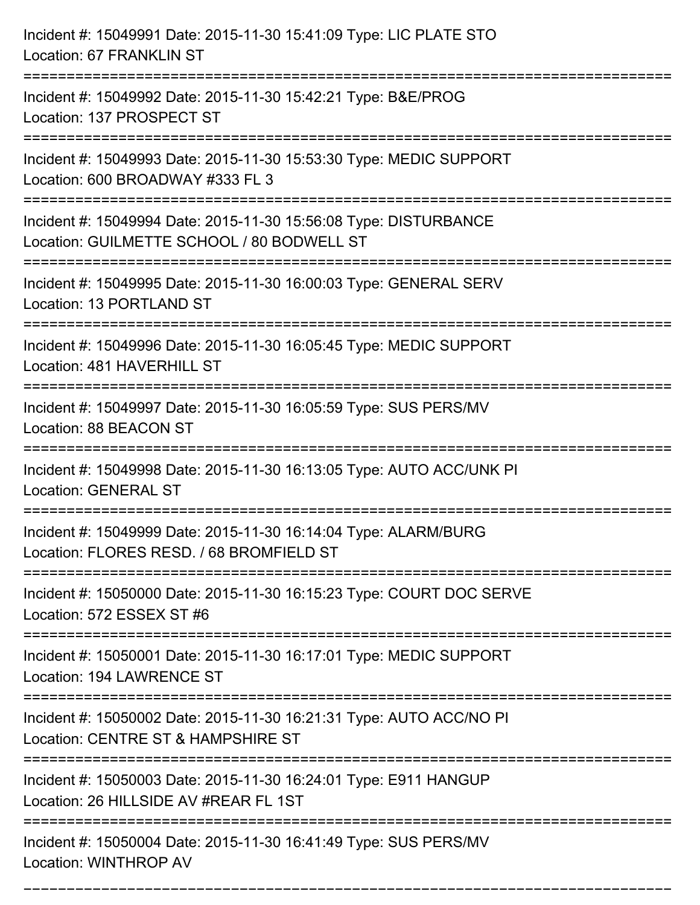Incident #: 15049991 Date: 2015-11-30 15:41:09 Type: LIC PLATE STO
Location: 67 FRANKLIN ST

===========================================================================

Incident #: 15049992 Date: 2015-11-30 15:42:21 Type: B&E/PROG
Location: 137 PROSPECT ST

===========================================================================

Incident #: 15049993 Date: 2015-11-30 15:53:30 Type: MEDIC SUPPORT
Location: 600 BROADWAY #333 FL 3

===========================================================================

Incident #: 15049994 Date: 2015-11-30 15:56:08 Type: DISTURBANCE
Location: GUILMETTE SCHOOL / 80 BODWELL ST

===========================================================================

Incident #: 15049995 Date: 2015-11-30 16:00:03 Type: GENERAL SERV
Location: 13 PORTLAND ST

===========================================================================

Incident #: 15049996 Date: 2015-11-30 16:05:45 Type: MEDIC SUPPORT
Location: 481 HAVERHILL ST

===========================================================================

Incident #: 15049997 Date: 2015-11-30 16:05:59 Type: SUS PERS/MV
Location: 88 BEACON ST

===========================================================================

Incident #: 15049998 Date: 2015-11-30 16:13:05 Type: AUTO ACC/UNK PI
Location: GENERAL ST

===========================================================================

Incident #: 15049999 Date: 2015-11-30 16:14:04 Type: ALARM/BURG
Location: FLORES RESD. / 68 BROMFIELD ST

===========================================================================

Incident #: 15050000 Date: 2015-11-30 16:15:23 Type: COURT DOC SERVE
Location: 572 ESSEX ST #6

===========================================================================

Incident #: 15050001 Date: 2015-11-30 16:17:01 Type: MEDIC SUPPORT
Location: 194 LAWRENCE ST

===========================================================================

Incident #: 15050002 Date: 2015-11-30 16:21:31 Type: AUTO ACC/NO PI
Location: CENTRE ST & HAMPSHIRE ST

===========================================================================

Incident #: 15050003 Date: 2015-11-30 16:24:01 Type: E911 HANGUP
Location: 26 HILLSIDE AV #REAR FL 1ST

===========================================================================

Incident #: 15050004 Date: 2015-11-30 16:41:49 Type: SUS PERS/MV
Location: WINTHROP AV

===========================================================================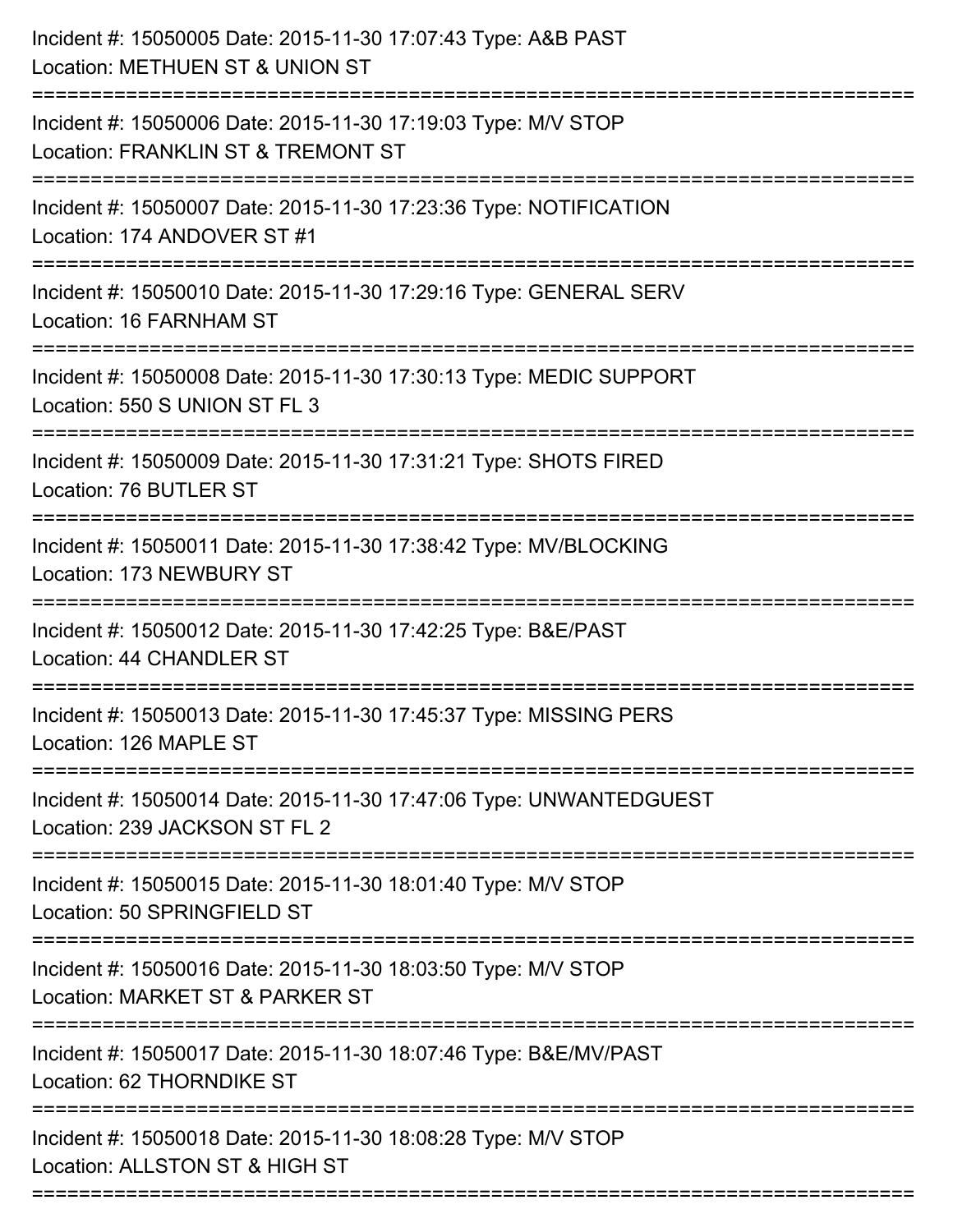Incident #: 15050005 Date: 2015-11-30 17:07:43 Type: A&B PAST
Location: METHUEN ST & UNION ST

===========================================================================

Incident #: 15050006 Date: 2015-11-30 17:19:03 Type: M/V STOP
Location: FRANKLIN ST & TREMONT ST

===========================================================================

Incident #: 15050007 Date: 2015-11-30 17:23:36 Type: NOTIFICATION
Location: 174 ANDOVER ST #1

===========================================================================

Incident #: 15050010 Date: 2015-11-30 17:29:16 Type: GENERAL SERV
Location: 16 FARNHAM ST

===========================================================================

Incident #: 15050008 Date: 2015-11-30 17:30:13 Type: MEDIC SUPPORT
Location: 550 S UNION ST FL 3

===========================================================================

Incident #: 15050009 Date: 2015-11-30 17:31:21 Type: SHOTS FIRED
Location: 76 BUTLER ST

===========================================================================

Incident #: 15050011 Date: 2015-11-30 17:38:42 Type: MV/BLOCKING
Location: 173 NEWBURY ST

===========================================================================

Incident #: 15050012 Date: 2015-11-30 17:42:25 Type: B&E/PAST
Location: 44 CHANDLER ST

===========================================================================

Incident #: 15050013 Date: 2015-11-30 17:45:37 Type: MISSING PERS
Location: 126 MAPLE ST

===========================================================================

Incident #: 15050014 Date: 2015-11-30 17:47:06 Type: UNWANTEDGUEST
Location: 239 JACKSON ST FL 2

===========================================================================

Incident #: 15050015 Date: 2015-11-30 18:01:40 Type: M/V STOP
Location: 50 SPRINGFIELD ST

===========================================================================

Incident #: 15050016 Date: 2015-11-30 18:03:50 Type: M/V STOP
Location: MARKET ST & PARKER ST

===========================================================================

Incident #: 15050017 Date: 2015-11-30 18:07:46 Type: B&E/MV/PAST
Location: 62 THORNDIKE ST

===========================================================================

Incident #: 15050018 Date: 2015-11-30 18:08:28 Type: M/V STOP
Location: ALLSTON ST & HIGH ST

===========================================================================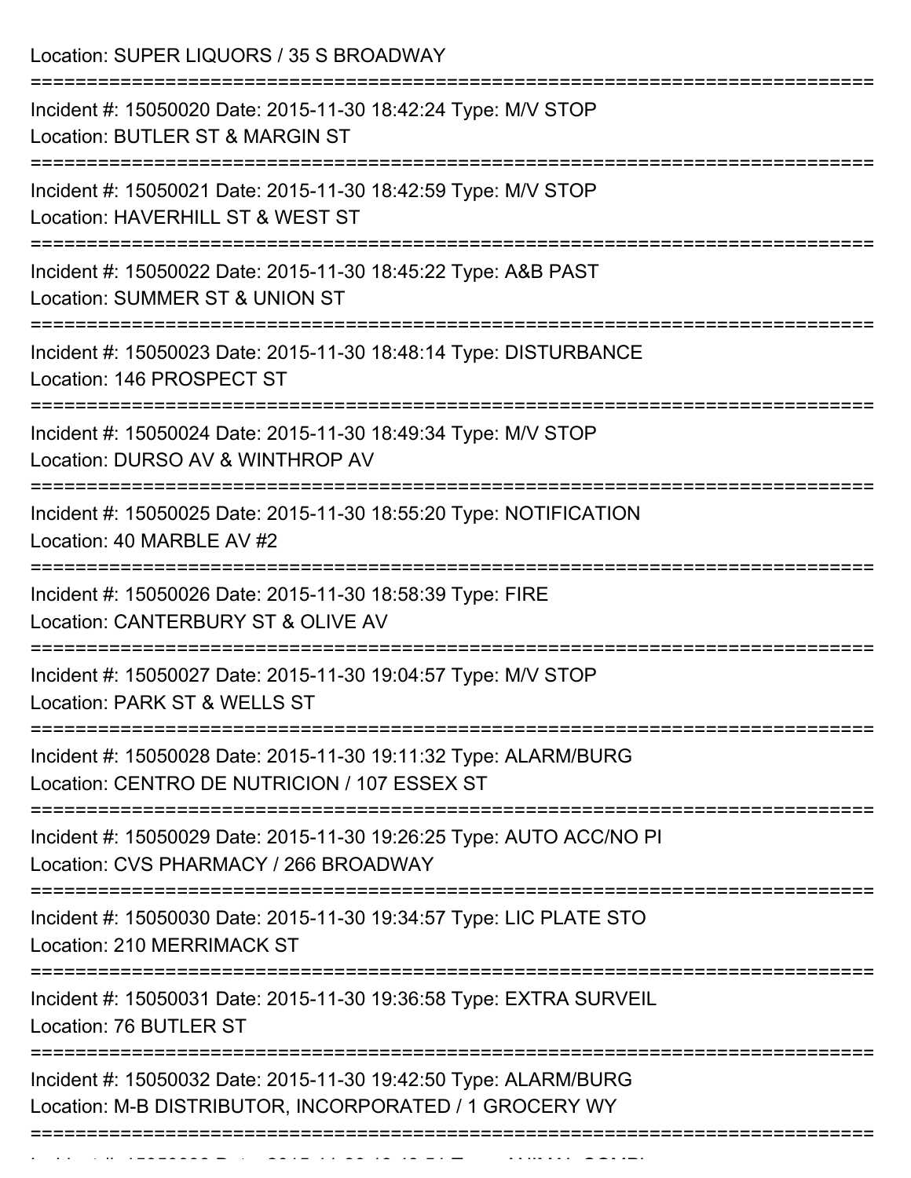Location: SUPER LIQUORS / 35 S BROADWAY

===========================================================================

Incident #: 15050020 Date: 2015-11-30 18:42:24 Type: M/V STOP
Location: BUTLER ST & MARGIN ST

===========================================================================

Incident #: 15050021 Date: 2015-11-30 18:42:59 Type: M/V STOP
Location: HAVERHILL ST & WEST ST

===========================================================================

Incident #: 15050022 Date: 2015-11-30 18:45:22 Type: A&B PAST
Location: SUMMER ST & UNION ST

===========================================================================

Incident #: 15050023 Date: 2015-11-30 18:48:14 Type: DISTURBANCE
Location: 146 PROSPECT ST

===========================================================================

Incident #: 15050024 Date: 2015-11-30 18:49:34 Type: M/V STOP
Location: DURSO AV & WINTHROP AV

===========================================================================

Incident #: 15050025 Date: 2015-11-30 18:55:20 Type: NOTIFICATION
Location: 40 MARBLE AV #2

===========================================================================

Incident #: 15050026 Date: 2015-11-30 18:58:39 Type: FIRE
Location: CANTERBURY ST & OLIVE AV

===========================================================================

Incident #: 15050027 Date: 2015-11-30 19:04:57 Type: M/V STOP
Location: PARK ST & WELLS ST

===========================================================================

Incident #: 15050028 Date: 2015-11-30 19:11:32 Type: ALARM/BURG
Location: CENTRO DE NUTRICION / 107 ESSEX ST

===========================================================================

Incident #: 15050029 Date: 2015-11-30 19:26:25 Type: AUTO ACC/NO PI
Location: CVS PHARMACY / 266 BROADWAY

===========================================================================

Incident #: 15050030 Date: 2015-11-30 19:34:57 Type: LIC PLATE STO
Location: 210 MERRIMACK ST

===========================================================================

Incident #: 15050031 Date: 2015-11-30 19:36:58 Type: EXTRA SURVEIL
Location: 76 BUTLER ST

===========================================================================

Incident #: 15050032 Date: 2015-11-30 19:42:50 Type: ALARM/BURG
Location: M-B DISTRIBUTOR, INCORPORATED / 1 GROCERY WY

===========================================================================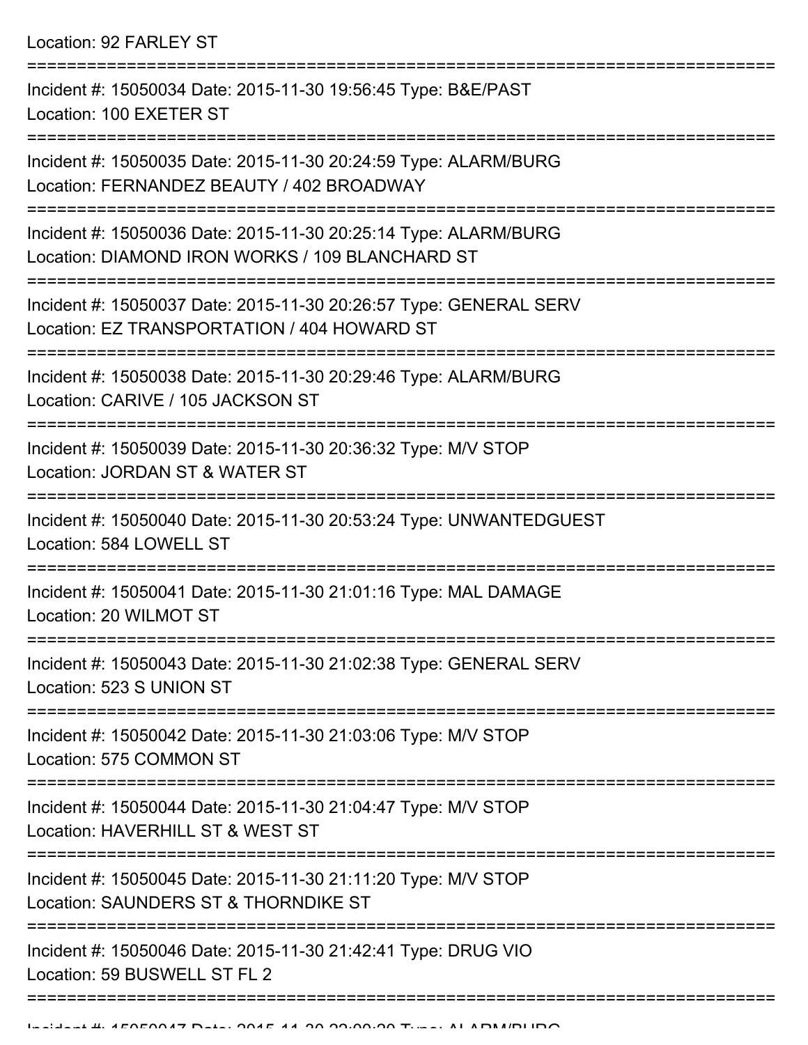Location: 92 FARLEY ST

===========================================================================

Incident #: 15050034 Date: 2015-11-30 19:56:45 Type: B&E/PAST
Location: 100 EXETER ST

===========================================================================

Incident #: 15050035 Date: 2015-11-30 20:24:59 Type: ALARM/BURG
Location: FERNANDEZ BEAUTY / 402 BROADWAY

===========================================================================

Incident #: 15050036 Date: 2015-11-30 20:25:14 Type: ALARM/BURG
Location: DIAMOND IRON WORKS / 109 BLANCHARD ST

===========================================================================

Incident #: 15050037 Date: 2015-11-30 20:26:57 Type: GENERAL SERV
Location: EZ TRANSPORTATION / 404 HOWARD ST

===========================================================================

Incident #: 15050038 Date: 2015-11-30 20:29:46 Type: ALARM/BURG
Location: CARIVE / 105 JACKSON ST

===========================================================================

Incident #: 15050039 Date: 2015-11-30 20:36:32 Type: M/V STOP
Location: JORDAN ST & WATER ST

===========================================================================

Incident #: 15050040 Date: 2015-11-30 20:53:24 Type: UNWANTEDGUEST
Location: 584 LOWELL ST

===========================================================================

Incident #: 15050041 Date: 2015-11-30 21:01:16 Type: MAL DAMAGE
Location: 20 WILMOT ST

===========================================================================

Incident #: 15050043 Date: 2015-11-30 21:02:38 Type: GENERAL SERV
Location: 523 S UNION ST

===========================================================================

Incident #: 15050042 Date: 2015-11-30 21:03:06 Type: M/V STOP
Location: 575 COMMON ST

===========================================================================

Incident #: 15050044 Date: 2015-11-30 21:04:47 Type: M/V STOP
Location: HAVERHILL ST & WEST ST

===========================================================================

Incident #: 15050045 Date: 2015-11-30 21:11:20 Type: M/V STOP
Location: SAUNDERS ST & THORNDIKE ST

===========================================================================

Incident #: 15050046 Date: 2015-11-30 21:42:41 Type: DRUG VIO
Location: 59 BUSWELL ST FL 2

===========================================================================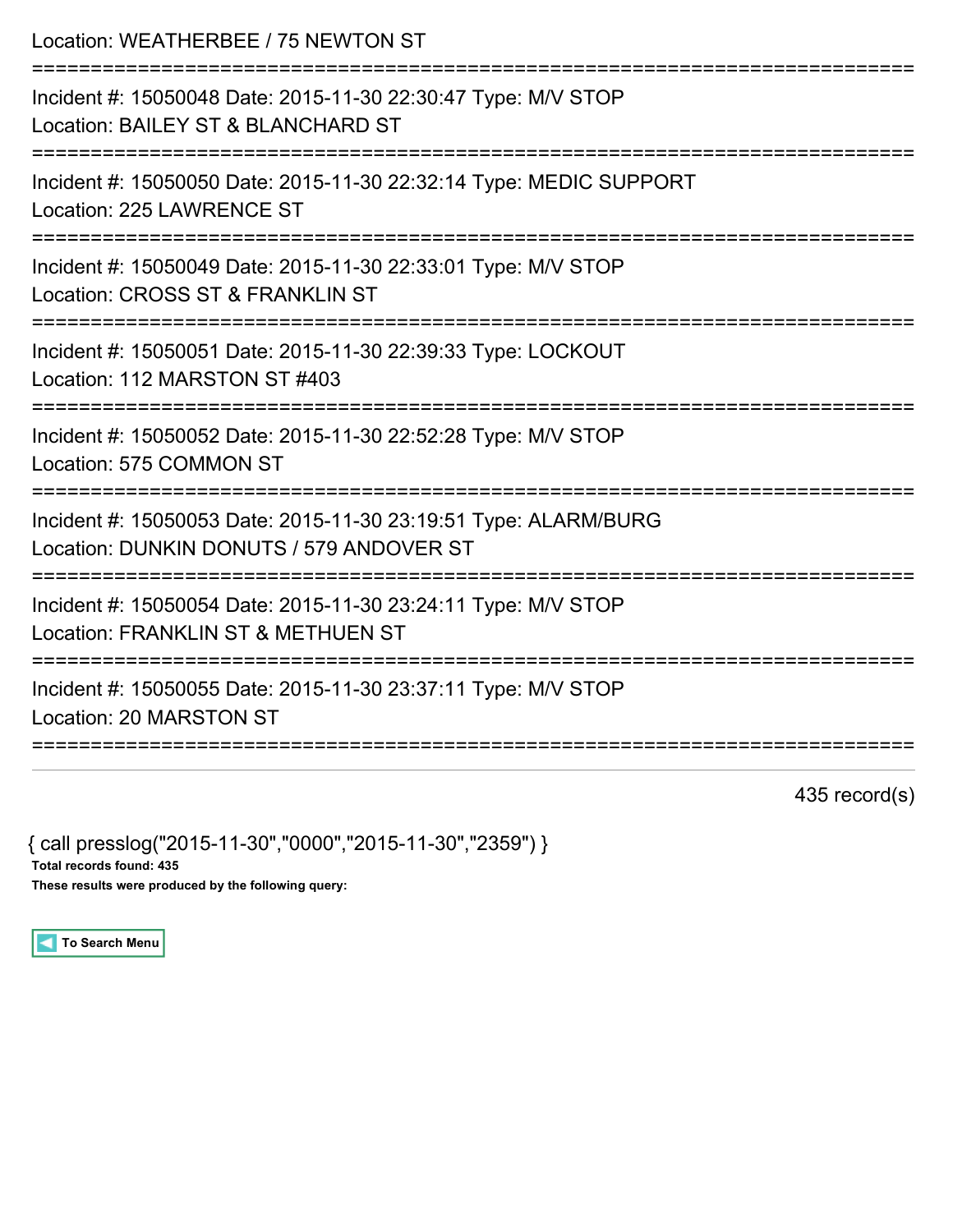Location: WEATHERBEE / 75 NEWTON ST

===========================================================================

Incident #: 15050048 Date: 2015-11-30 22:30:47 Type: M/V STOP
Location: BAILEY ST & BLANCHARD ST

===========================================================================

Incident #: 15050050 Date: 2015-11-30 22:32:14 Type: MEDIC SUPPORT
Location: 225 LAWRENCE ST

===========================================================================

Incident #: 15050049 Date: 2015-11-30 22:33:01 Type: M/V STOP
Location: CROSS ST & FRANKLIN ST

===========================================================================

Incident #: 15050051 Date: 2015-11-30 22:39:33 Type: LOCKOUT
Location: 112 MARSTON ST #403

===========================================================================

Incident #: 15050052 Date: 2015-11-30 22:52:28 Type: M/V STOP
Location: 575 COMMON ST

===========================================================================

Incident #: 15050053 Date: 2015-11-30 23:19:51 Type: ALARM/BURG
Location: DUNKIN DONUTS / 579 ANDOVER ST

===========================================================================

Incident #: 15050054 Date: 2015-11-30 23:24:11 Type: M/V STOP
Location: FRANKLIN ST & METHUEN ST

===========================================================================

Incident #: 15050055 Date: 2015-11-30 23:37:11 Type: M/V STOP
Location: 20 MARSTON ST

===========================================================================

435 record(s)

{ call presslog("2015-11-30","0000","2015-11-30","2359") }

**Total records found: 435**

**These results were produced by the following query:**

To Search Menu